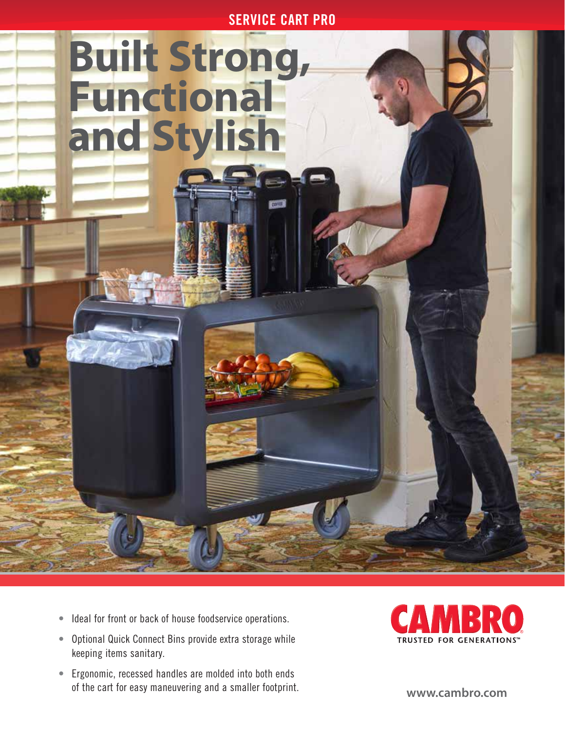SERVICE CART PRO

# Built Strong, Functional and Stylish

- Ideal for front or back of house foodservice operations.
- Optional Quick Connect Bins provide extra storage while keeping items sanitary.
- Ergonomic, recessed handles are molded into both ends of the cart for easy maneuvering and a smaller footprint.

CAMBRO
TRUSTED FOR GENERATIONS™

www.cambro.com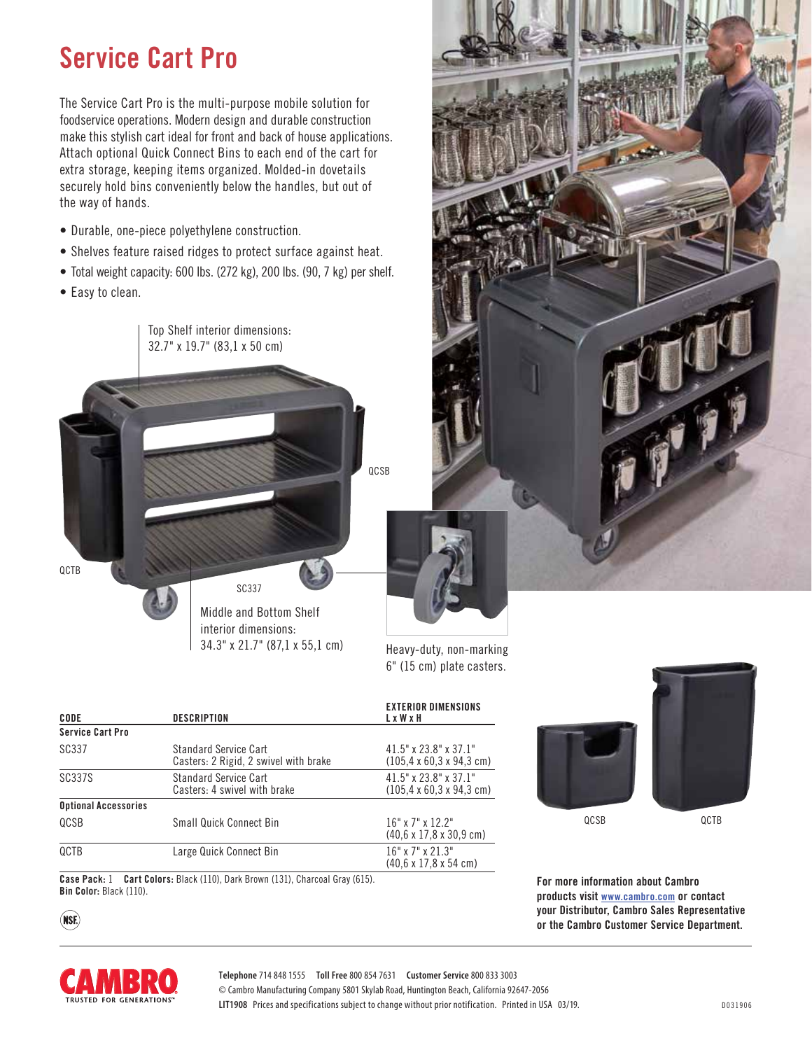# Service Cart Pro

The Service Cart Pro is the multi-purpose mobile solution for foodservice operations. Modern design and durable construction make this stylish cart ideal for front and back of house applications. Attach optional Quick Connect Bins to each end of the cart for extra storage, keeping items organized. Molded-in dovetails securely hold bins conveniently below the handles, but out of the way of hands.

- Durable, one-piece polyethylene construction.
- Shelves feature raised ridges to protect surface against heat.
- Total weight capacity: 600 lbs. (272 kg), 200 lbs. (90, 7 kg) per shelf.
- Easy to clean.

Top Shelf interior dimensions: 32.7" x 19.7" (83,1 x 50 cm)

QCSB

QCTB

SC337

Middle and Bottom Shelf interior dimensions: 34.3" x 21.7" (87,1 x 55,1 cm)

Heavy-duty, non-marking 6" (15 cm) plate casters.

| CODE | DESCRIPTION | EXTERIOR DIMENSIONS L x W x H |
|---|---|---|
| **Service Cart Pro** | | |
| SC337 | Standard Service Cart<br>Casters: 2 Rigid, 2 swivel with brake | 41.5" x 23.8" x 37.1"<br>(105,4 x 60,3 x 94,3 cm) |
| SC337S | Standard Service Cart<br>Casters: 4 swivel with brake | 41.5" x 23.8" x 37.1"<br>(105,4 x 60,3 x 94,3 cm) |
| **Optional Accessories** | | |
| QCSB | Small Quick Connect Bin | 16" x 7" x 12.2"<br>(40,6 x 17,8 x 30,9 cm) |
| QCTB | Large Quick Connect Bin | 16" x 7" x 21.3"<br>(40,6 x 17,8 x 54 cm) |

**Case Pack:** 1 **Cart Colors:** Black (110), Dark Brown (131), Charcoal Gray (615).
**Bin Color:** Black (110).

QCSB QCTB

**For more information about Cambro products visit www.cambro.com or contact your Distributor, Cambro Sales Representative or the Cambro Customer Service Department.**

**Telephone** 714 848 1555 **Toll Free** 800 854 7631 **Customer Service** 800 833 3003
© Cambro Manufacturing Company 5801 Skylab Road, Huntington Beach, California 92647-2056
**LIT1908** Prices and specifications subject to change without prior notification. Printed in USA 03/19.

D031906